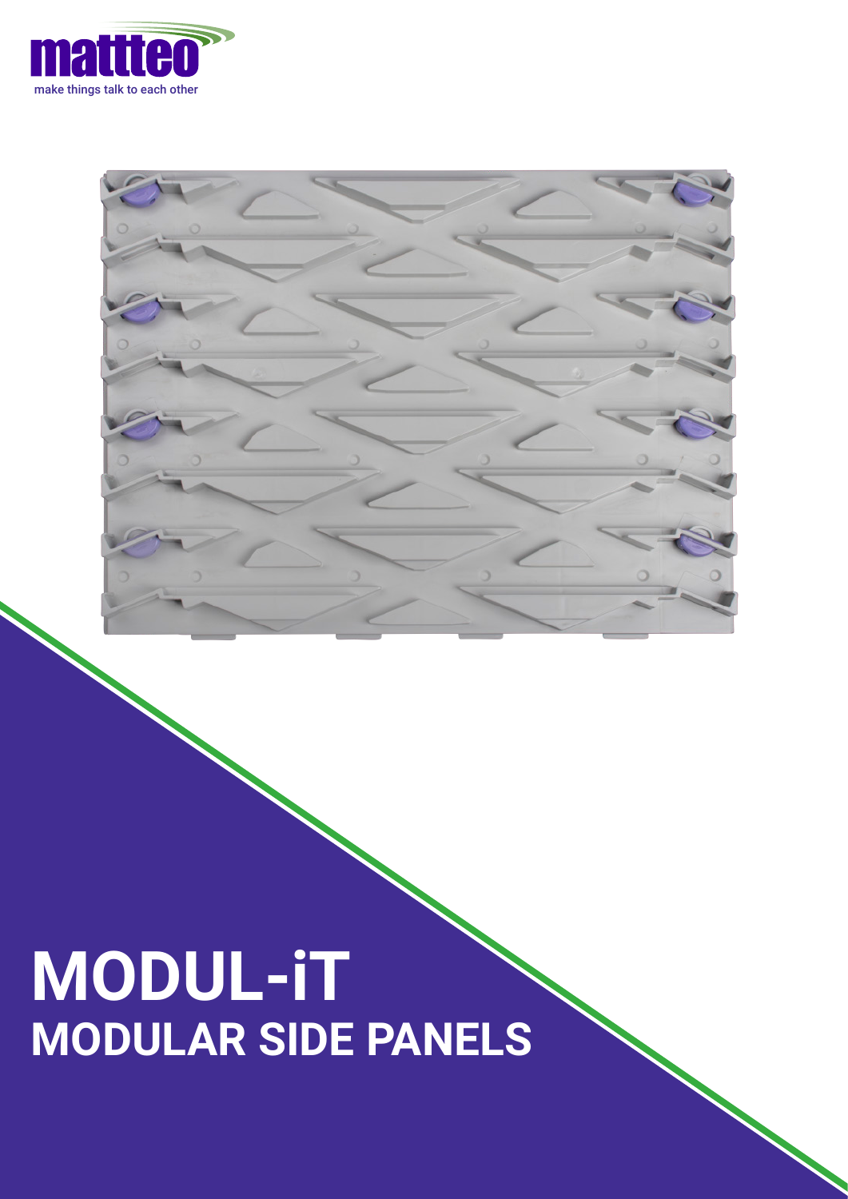mattteo

make things talk to each other

# MODUL-iT

## MODULAR SIDE PANELS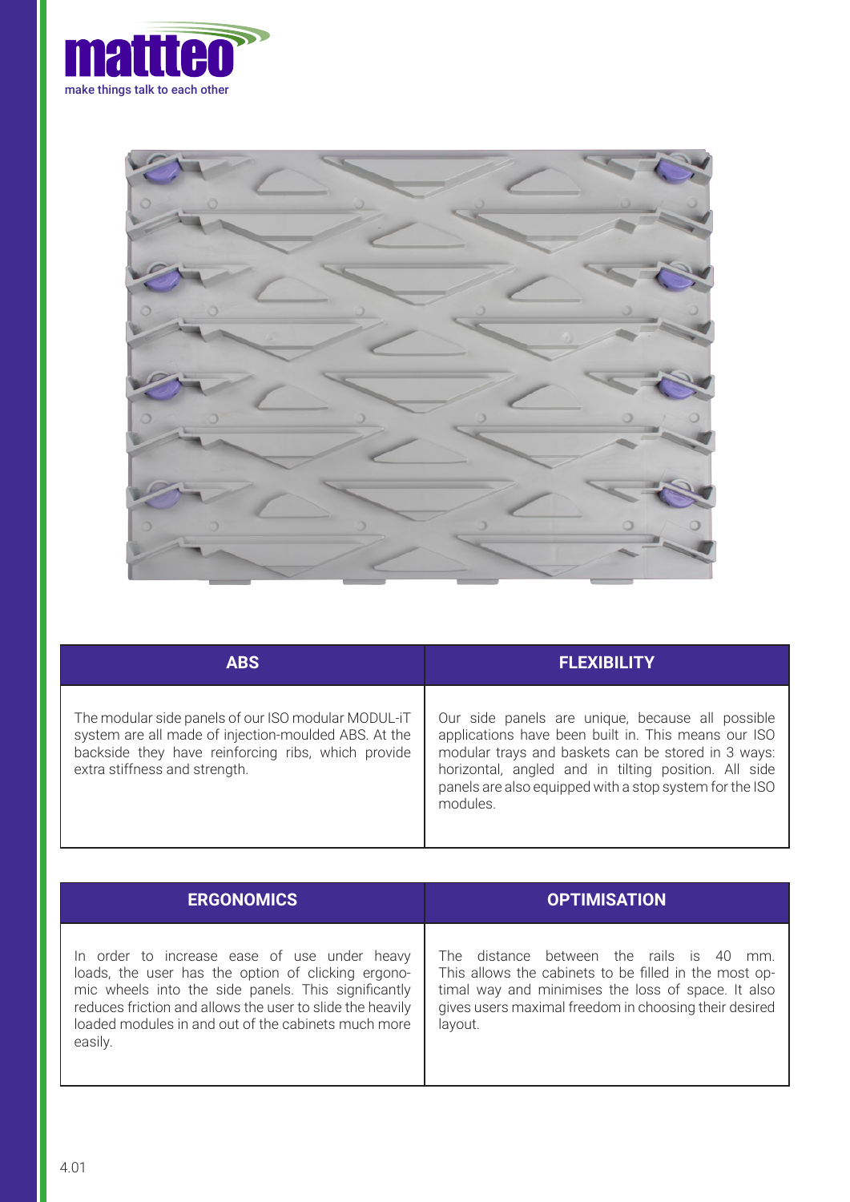**mattteo**

make things talk to each other

| ABS | FLEXIBILITY |
|---|---|
| The modular side panels of our ISO modular MODUL-iT system are all made of injection-moulded ABS. At the backside they have reinforcing ribs, which provide extra stiffness and strength. | Our side panels are unique, because all possible applications have been built in. This means our ISO modular trays and baskets can be stored in 3 ways: horizontal, angled and in tilting position. All side panels are also equipped with a stop system for the ISO modules. |

| ERGONOMICS | OPTIMISATION |
|---|---|
| In order to increase ease of use under heavy loads, the user has the option of clicking ergonomic wheels into the side panels. This significantly reduces friction and allows the user to slide the heavily loaded modules in and out of the cabinets much more easily. | The distance between the rails is 40 mm. This allows the cabinets to be filled in the most optimal way and minimises the loss of space. It also gives users maximal freedom in choosing their desired layout. |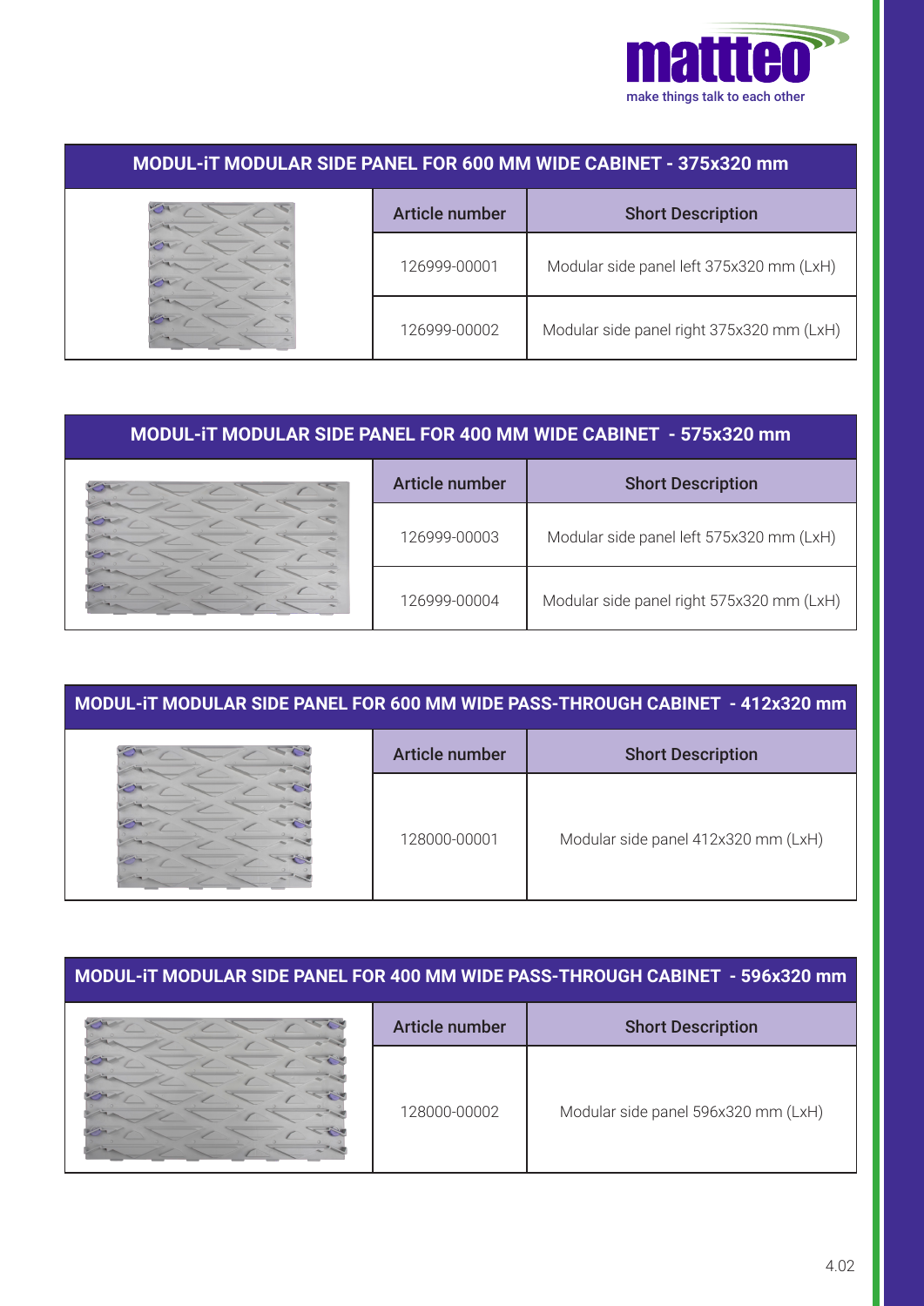## MODUL-iT MODULAR SIDE PANEL FOR 600 MM WIDE CABINET - 375x320 mm

| Article number | Short Description |
|---|---|
| 126999-00001 | Modular side panel left 375x320 mm (LxH) |
| 126999-00002 | Modular side panel right 375x320 mm (LxH) |

## MODUL-iT MODULAR SIDE PANEL FOR 400 MM WIDE CABINET - 575x320 mm

| Article number | Short Description |
|---|---|
| 126999-00003 | Modular side panel left 575x320 mm (LxH) |
| 126999-00004 | Modular side panel right 575x320 mm (LxH) |

## MODUL-iT MODULAR SIDE PANEL FOR 600 MM WIDE PASS-THROUGH CABINET - 412x320 mm

| Article number | Short Description |
|---|---|
| 128000-00001 | Modular side panel 412x320 mm (LxH) |

## MODUL-iT MODULAR SIDE PANEL FOR 400 MM WIDE PASS-THROUGH CABINET - 596x320 mm

| Article number | Short Description |
|---|---|
| 128000-00002 | Modular side panel 596x320 mm (LxH) |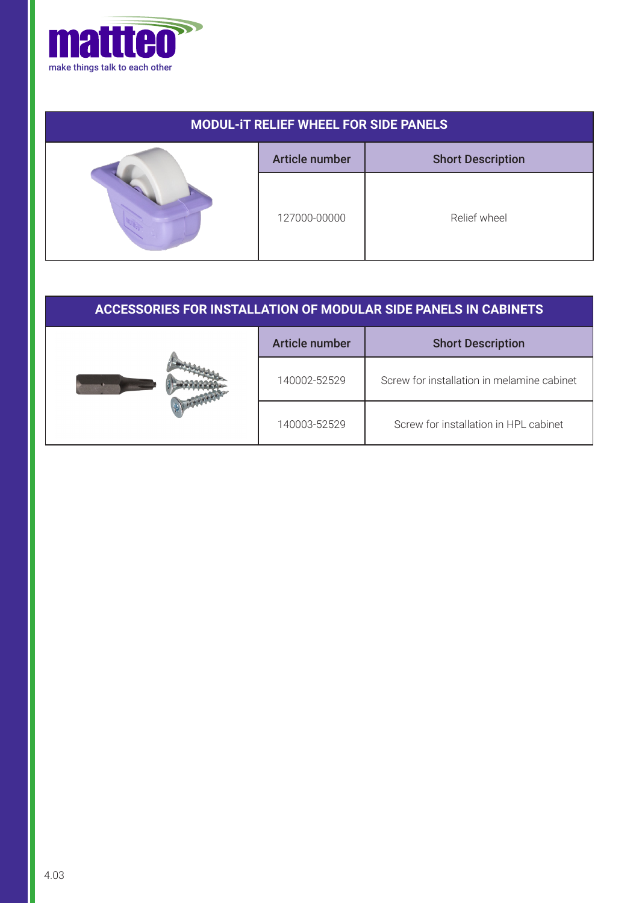## MODUL-iT RELIEF WHEEL FOR SIDE PANELS

| Article number | Short Description |
|---|---|
| 127000-00000 | Relief wheel |

## ACCESSORIES FOR INSTALLATION OF MODULAR SIDE PANELS IN CABINETS

| Article number | Short Description |
|---|---|
| 140002-52529 | Screw for installation in melamine cabinet |
| 140003-52529 | Screw for installation in HPL cabinet |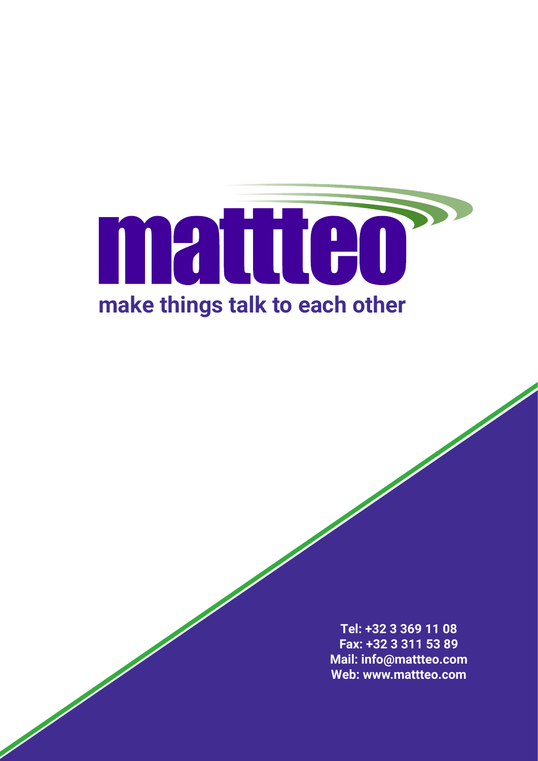mattteo

**make things talk to each other**

**Tel: +32 3 369 11 08**
**Fax: +32 3 311 53 89**
**Mail: info@mattteo.com**
**Web: www.mattteo.com**